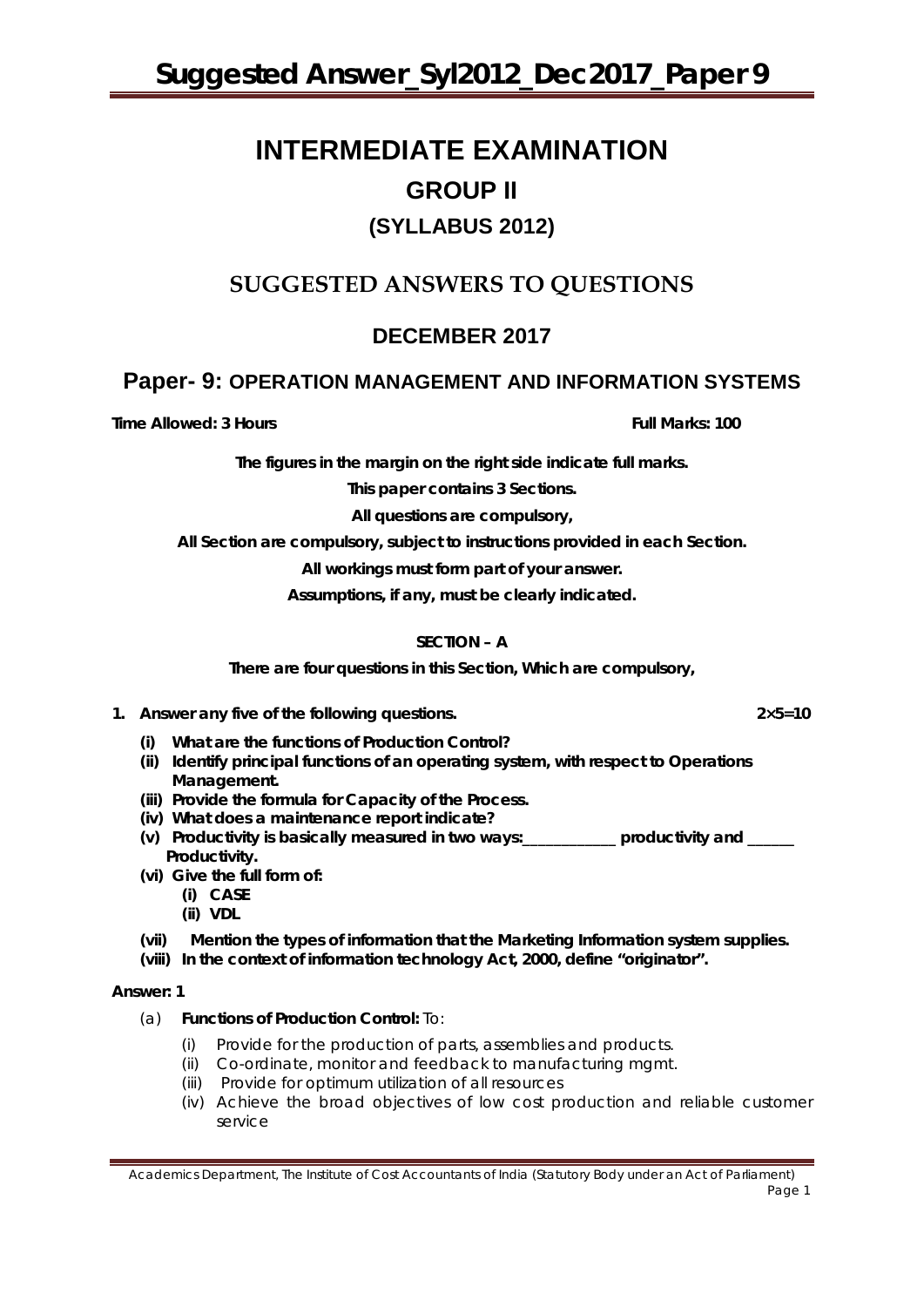# INTERMEDIATE EXAMINATION

## GROUP II

### (SYLLABUS 2012)

## SUGGESTED ANSWERS TO QUESTIONS

## DECEMBER 2017

## Paper- 9: OPERATION MANAGEMENT AND INFORMATION SYSTEMS

**Time Allowed: 3 Hours** **Full Marks: 100**

**The figures in the margin on the right side indicate full marks.**

**This paper contains 3 Sections.**

**All questions are compulsory,**

**All Section are compulsory, subject to instructions provided in each Section.**

**All workings must form part of your answer.**

**Assumptions, if any, must be clearly indicated.**

**SECTION – A**

**There are four questions in this Section, Which are compulsory,**

**1. Answer any five of the following questions.** **2×5=10**

- **(i) What are the functions of Production Control?**
- **(ii) Identify principal functions of an operating system, with respect to Operations Management.**
- **(iii) Provide the formula for Capacity of the Process.**
- **(iv) What does a maintenance report indicate?**
- **(v) Productivity is basically measured in two ways:___________ productivity and ______ Productivity.**
- **(vi) Give the full form of:**
  - **(i) CASE**
  - **(ii) VDL**
- **(vii) Mention the types of information that the Marketing Information system supplies.**
- **(viii) In the context of information technology Act, 2000, define "originator".**

**Answer: 1**

(a) **Functions of Production Control:** To:

- (i) Provide for the production of parts, assemblies and products.
- (ii) Co-ordinate, monitor and feedback to manufacturing mgmt.
- (iii) Provide for optimum utilization of all resources
- (iv) Achieve the broad objectives of low cost production and reliable customer service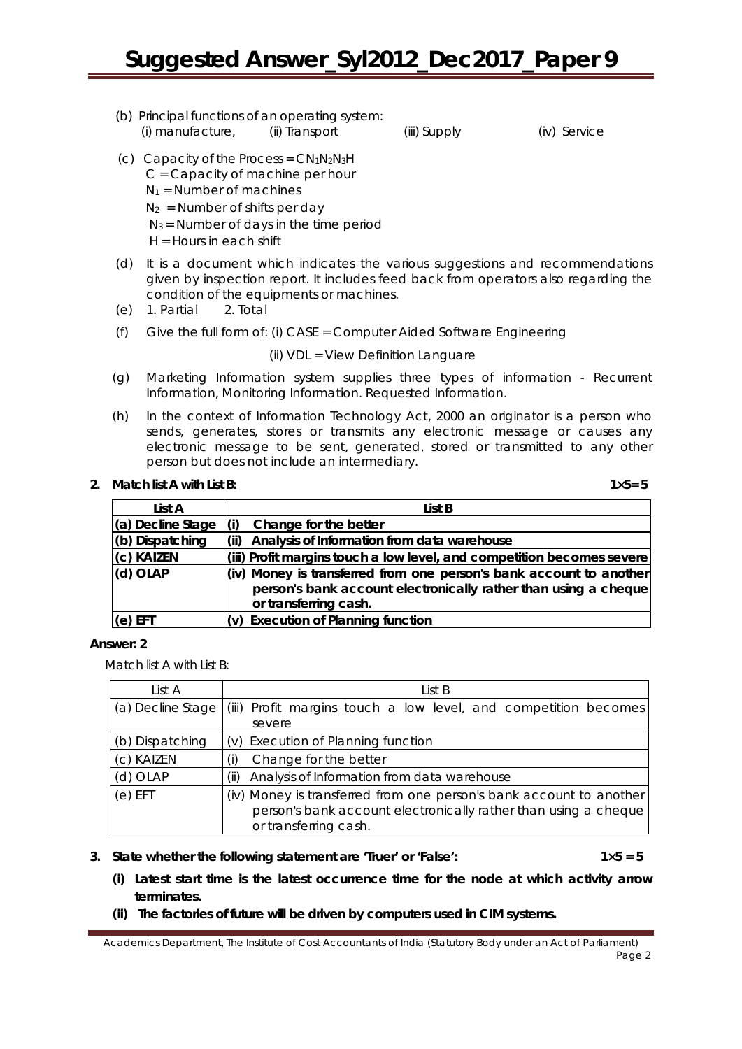(b) Principal functions of an operating system:
(i) manufacture, (ii) Transport (iii) Supply (iv) Service

(c) Capacity of the Process = $CN_1N_2N_3H$
$C$ = Capacity of machine per hour
$N_1$ = Number of machines
$N_2$ = Number of shifts per day
$N_3$ = Number of days in the time period
$H$ = Hours in each shift

(d) It is a document which indicates the various suggestions and recommendations given by inspection report. It includes feed back from operators also regarding the condition of the equipments or machines.

(e) 1. Partial 2. Total

(f) Give the full form of: (i) CASE = Computer Aided Software Engineering

(ii) VDL = View Definition Languare

(g) Marketing Information system supplies three types of information - Recurrent Information, Monitoring Information. Requested Information.

(h) In the context of Information Technology Act, 2000 an originator is a person who sends, generates, stores or transmits any electronic message or causes any electronic message to be sent, generated, stored or transmitted to any other person but does not include an intermediary.

**2. Match list A with List B:** **1×5= 5**

| **List A** | **List B** |
|---|---|
| **(a) Decline Stage** | **(i) Change for the better** |
| **(b) Dispatching** | **(ii) Analysis of Information from data warehouse** |
| **(c) KAIZEN** | **(iii) Profit margins touch a low level, and competition becomes severe** |
| **(d) OLAP** | **(iv) Money is transferred from one person's bank account to another person's bank account electronically rather than using a cheque or transferring cash.** |
| **(e) EFT** | **(v) Execution of Planning function** |

**Answer: 2**

Match list A with List B:

| List A | List B |
|---|---|
| (a) Decline Stage | (iii) Profit margins touch a low level, and competition becomes severe |
| (b) Dispatching | (v) Execution of Planning function |
| (c) KAIZEN | (i) Change for the better |
| (d) OLAP | (ii) Analysis of Information from data warehouse |
| (e) EFT | (iv) Money is transferred from one person's bank account to another person's bank account electronically rather than using a cheque or transferring cash. |

**3. State whether the following statement are 'Truer' or 'False':** **1×5 = 5**

**(i) Latest start time is the latest occurrence time for the node at which activity arrow terminates.**

**(ii) The factories of future will be driven by computers used in CIM systems.**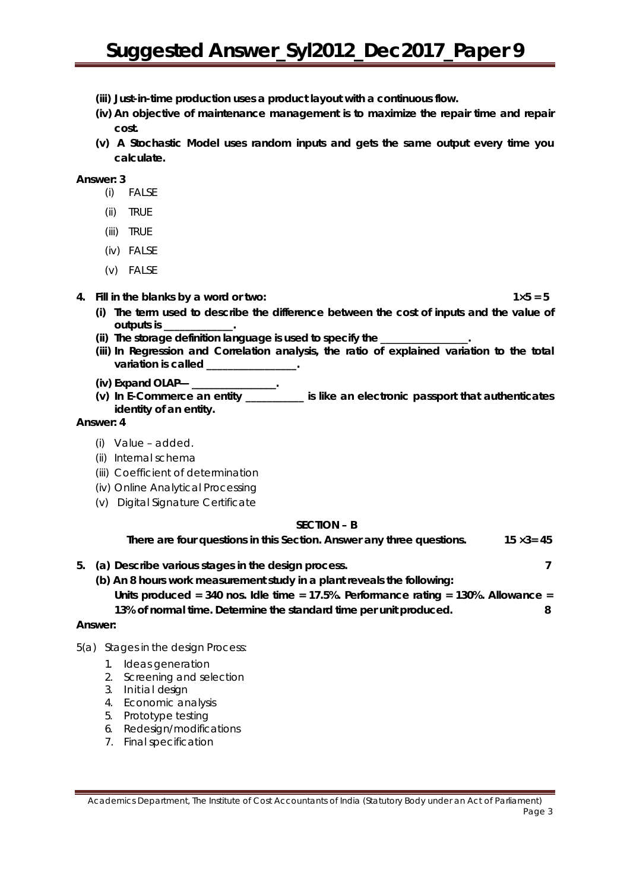**(iii) Just-in-time production uses a product layout with a continuous flow.**

**(iv) An objective of maintenance management is to maximize the repair time and repair cost.**

**(v) A Stochastic Model uses random inputs and gets the same output every time you calculate.**

**Answer: 3**

(i) FALSE

(ii) TRUE

(iii) TRUE

(iv) FALSE

(v) FALSE

**4. Fill in the blanks by a word or two:** **$1 \times 5 = 5$**

**(i) The term used to describe the difference between the cost of inputs and the value of outputs is _____________.**

**(ii) The storage definition language is used to specify the _________________.**

**(iii) In Regression and Correlation analysis, the ratio of explained variation to the total variation is called _________________.**

**(iv) Expand OLAP— _________________.**

**(v) In E-Commerce an entity ___________ is like an electronic passport that authenticates identity of an entity.**

**Answer: 4**

(i) Value – added.

(ii) Internal schema

(iii) Coefficient of determination

(iv) Online Analytical Processing

(v) Digital Signature Certificate

## SECTION – B

**There are four questions in this Section. Answer any three questions.** **$15 \times 3 = 45$**

**5. (a) Describe various stages in the design process.** **7**

**(b) An 8 hours work measurement study in a plant reveals the following:**
**Units produced = 340 nos. Idle time = 17.5%. Performance rating = 130%. Allowance = 13% of normal time. Determine the standard time per unit produced.** **8**

**Answer:**

5(a) Stages in the design Process:

1. Ideas generation
2. Screening and selection
3. Initial design
4. Economic analysis
5. Prototype testing
6. Redesign/modifications
7. Final specification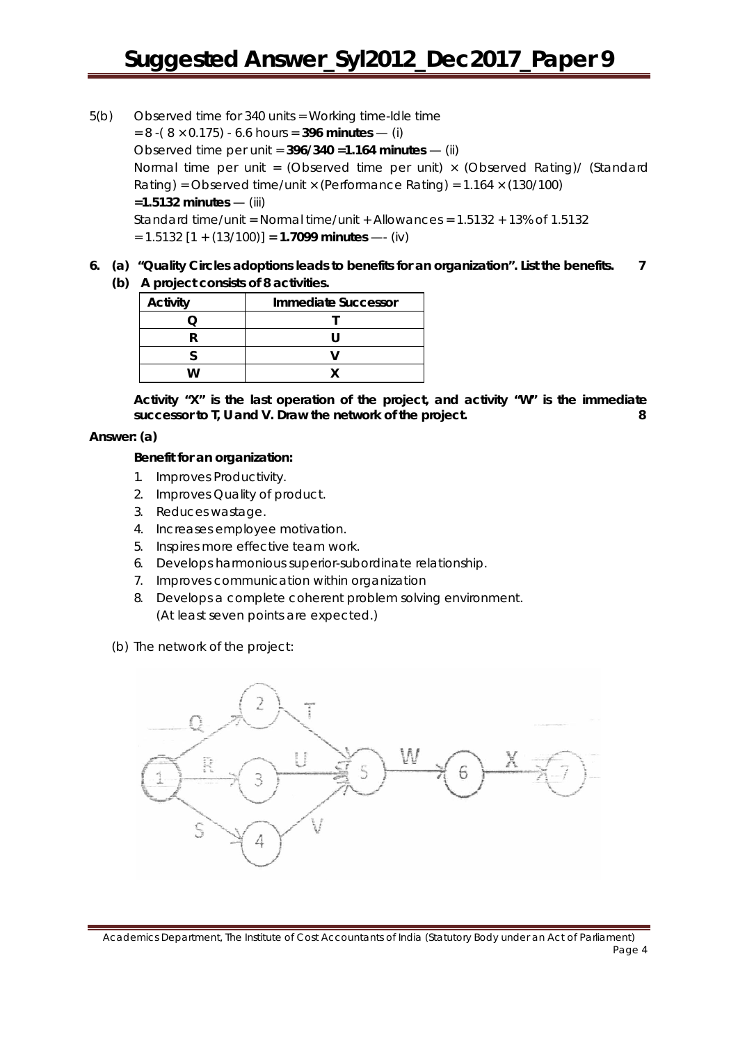5(b) Observed time for 340 units = Working time-Idle time

$= 8 - (8 \times 0.175) - 6.6$ hours = **396 minutes** — (i)

Observed time per unit = **396/340 =1.164 minutes** — (ii)

Normal time per unit = (Observed time per unit) × (Observed Rating)/ (Standard Rating) = Observed time/unit × (Performance Rating) = 1.164 × (130/100)

**=1.5132 minutes** — (iii)

Standard time/unit = Normal time/unit + Allowances = 1.5132 + 13% of 1.5132

= 1.5132 [1 + (13/100)] **= 1.7099 minutes** —- (iv)

**6. (a) "Quality Circles adoptions leads to benefits for an organization". List the benefits. 7**

**(b) A project consists of 8 activities.**

| Activity | Immediate Successor |
|---|---|
| Q | T |
| R | U |
| S | V |
| W | X |

**Activity "X" is the last operation of the project, and activity "W" is the immediate successor to T, U and V. Draw the network of the project. 8**

**Answer: (a)**

**Benefit for an organization:**

1. Improves Productivity.
2. Improves Quality of product.
3. Reduces wastage.
4. Increases employee motivation.
5. Inspires more effective team work.
6. Develops harmonious superior-subordinate relationship.
7. Improves communication within organization
8. Develops a complete coherent problem solving environment.
   (At least seven points are expected.)

(b) The network of the project:

```
        Q          T
    1 -----> 2 -----> 5
    1 --R--> 3 --U--> 5
    1 --S--> 4 --V--> 5
    5 --W--> 6 --X--> 7
```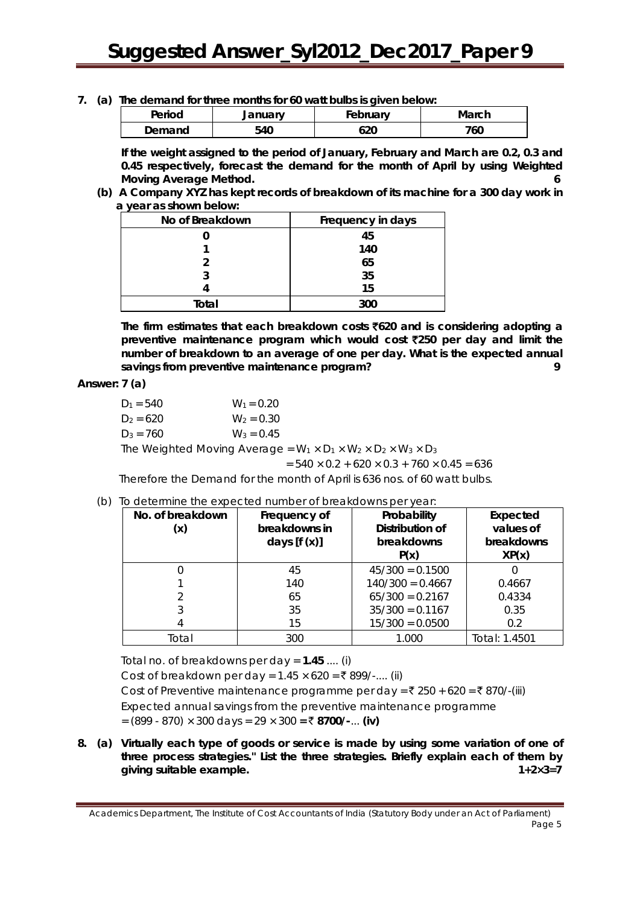**7. (a) The demand for three months for 60 watt bulbs is given below:**

| Period | January | February | March |
|---|---|---|---|
| Demand | 540 | 620 | 760 |

**If the weight assigned to the period of January, February and March are 0.2, 0.3 and 0.45 respectively, forecast the demand for the month of April by using Weighted Moving Average Method. 6**

**(b) A Company XYZ has kept records of breakdown of its machine for a 300 day work in a year as shown below:**

| No of Breakdown | Frequency in days |
|---|---|
| 0 | 45 |
| 1 | 140 |
| 2 | 65 |
| 3 | 35 |
| 4 | 15 |
| Total | 300 |

**The firm estimates that each breakdown costs ₹620 and is considering adopting a preventive maintenance program which would cost ₹250 per day and limit the number of breakdown to an average of one per day. What is the expected annual savings from preventive maintenance program? 9**

**Answer: 7 (a)**

$D_1 = 540$ $W_1 = 0.20$

$D_2 = 620$ $W_2 = 0.30$

$D_3 = 760$ $W_3 = 0.45$

The Weighted Moving Average $= W_1 \times D_1 \times W_2 \times D_2 \times W_3 \times D_3$

$= 540 \times 0.2 + 620 \times 0.3 + 760 \times 0.45 = 636$

Therefore the Demand for the month of April is 636 nos. of 60 watt bulbs.

(b) To determine the expected number of breakdowns per year:

| No. of breakdown (x) | Frequency of breakdowns in days [f (x)] | Probability Distribution of breakdowns P(x) | Expected values of breakdowns XP(x) |
|---|---|---|---|
| 0 | 45 | 45/300 = 0.1500 | 0 |
| 1 | 140 | 140/300 = 0.4667 | 0.4667 |
| 2 | 65 | 65/300 = 0.2167 | 0.4334 |
| 3 | 35 | 35/300 = 0.1167 | 0.35 |
| 4 | 15 | 15/300 = 0.0500 | 0.2 |
| Total | 300 | 1.000 | Total: 1.4501 |

Total no. of breakdowns per day = **1.45** .... (i)

Cost of breakdown per day = 1.45 × 620 = ₹ 899/-.... (ii)

Cost of Preventive maintenance programme per day = ₹ 250 + 620 = ₹ 870/-(iii)

Expected annual savings from the preventive maintenance programme

= (899 - 870) × 300 days = 29 × 300 = ₹ **8700/-**... **(iv)**

**8. (a) Virtually each type of goods or service is made by using some variation of one of three process strategies." List the three strategies. Briefly explain each of them by giving suitable example. 1+2×3=7**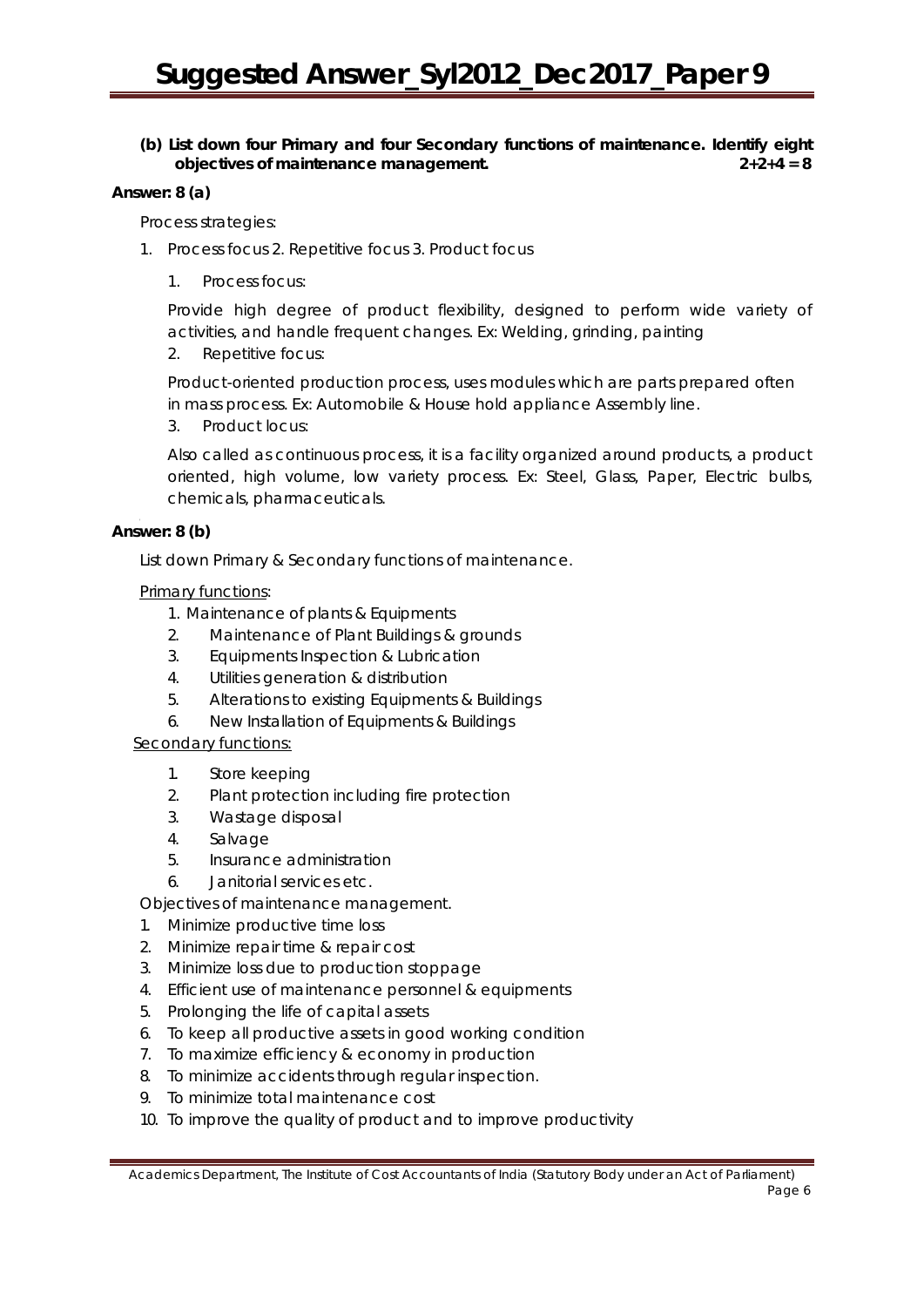**(b) List down four Primary and four Secondary functions of maintenance. Identify eight objectives of maintenance management. 2+2+4 = 8**

**Answer: 8 (a)**

Process strategies:

1. Process focus 2. Repetitive focus 3. Product focus

   1. Process focus:

   Provide high degree of product flexibility, designed to perform wide variety of activities, and handle frequent changes. Ex: Welding, grinding, painting

   2. Repetitive focus:

   Product-oriented production process, uses modules which are parts prepared often in mass process. Ex: Automobile & House hold appliance Assembly line.

   3. Product locus:

   Also called as continuous process, it is a facility organized around products, a product oriented, high volume, low variety process. Ex: Steel, Glass, Paper, Electric bulbs, chemicals, pharmaceuticals.

**Answer: 8 (b)**

List down Primary & Secondary functions of maintenance.

Primary functions:

1. Maintenance of plants & Equipments
2. Maintenance of Plant Buildings & grounds
3. Equipments Inspection & Lubrication
4. Utilities generation & distribution
5. Alterations to existing Equipments & Buildings
6. New Installation of Equipments & Buildings

Secondary functions:

1. Store keeping
2. Plant protection including fire protection
3. Wastage disposal
4. Salvage
5. Insurance administration
6. Janitorial services etc.

Objectives of maintenance management.

1. Minimize productive time loss
2. Minimize repair time & repair cost
3. Minimize loss due to production stoppage
4. Efficient use of maintenance personnel & equipments
5. Prolonging the life of capital assets
6. To keep all productive assets in good working condition
7. To maximize efficiency & economy in production
8. To minimize accidents through regular inspection.
9. To minimize total maintenance cost
10. To improve the quality of product and to improve productivity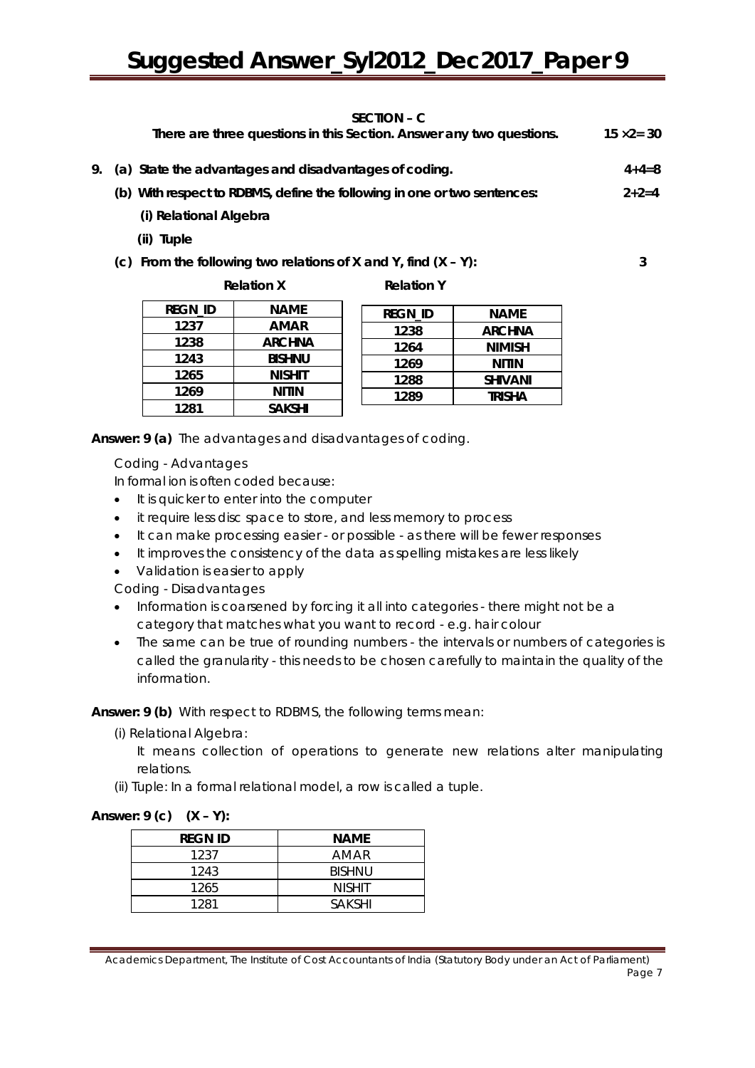**SECTION – C**

**There are three questions in this Section. Answer any two questions.** **15 ×2= 30**

**9. (a) State the advantages and disadvantages of coding.** **4+4=8**

**(b) With respect to RDBMS, define the following in one or two sentences:** **2+2=4**

**(i) Relational Algebra**

**(ii) Tuple**

**(c) From the following two relations of X and Y, find (X – Y):** **3**

**Relation X**

| REGN_ID | NAME |
|---|---|
| 1237 | AMAR |
| 1238 | ARCHNA |
| 1243 | BISHNU |
| 1265 | NISHIT |
| 1269 | NITIN |
| 1281 | SAKSHI |

**Relation Y**

| REGN_ID | NAME |
|---|---|
| 1238 | ARCHNA |
| 1264 | NIMISH |
| 1269 | NITIN |
| 1288 | SHIVANI |
| 1289 | TRISHA |

**Answer: 9 (a)** The advantages and disadvantages of coding.

Coding - Advantages

In formal ion is often coded because:

- It is quicker to enter into the computer
- it require less disc space to store, and less memory to process
- It can make processing easier - or possible - as there will be fewer responses
- It improves the consistency of the data as spelling mistakes are less likely
- Validation is easier to apply

Coding - Disadvantages

- Information is coarsened by forcing it all into categories - there might not be a category that matches what you want to record - e.g. hair colour
- The same can be true of rounding numbers - the intervals or numbers of categories is called the granularity - this needs to be chosen carefully to maintain the quality of the information.

**Answer: 9 (b)** With respect to RDBMS, the following terms mean:

(i) Relational Algebra:

It means collection of operations to generate new relations alter manipulating relations.

(ii) Tuple: In a formal relational model, a row is called a tuple.

**Answer: 9 (c) (X – Y):**

| REGN ID | NAME |
|---|---|
| 1237 | AMAR |
| 1243 | BISHNU |
| 1265 | NISHIT |
| 1281 | SAKSHI |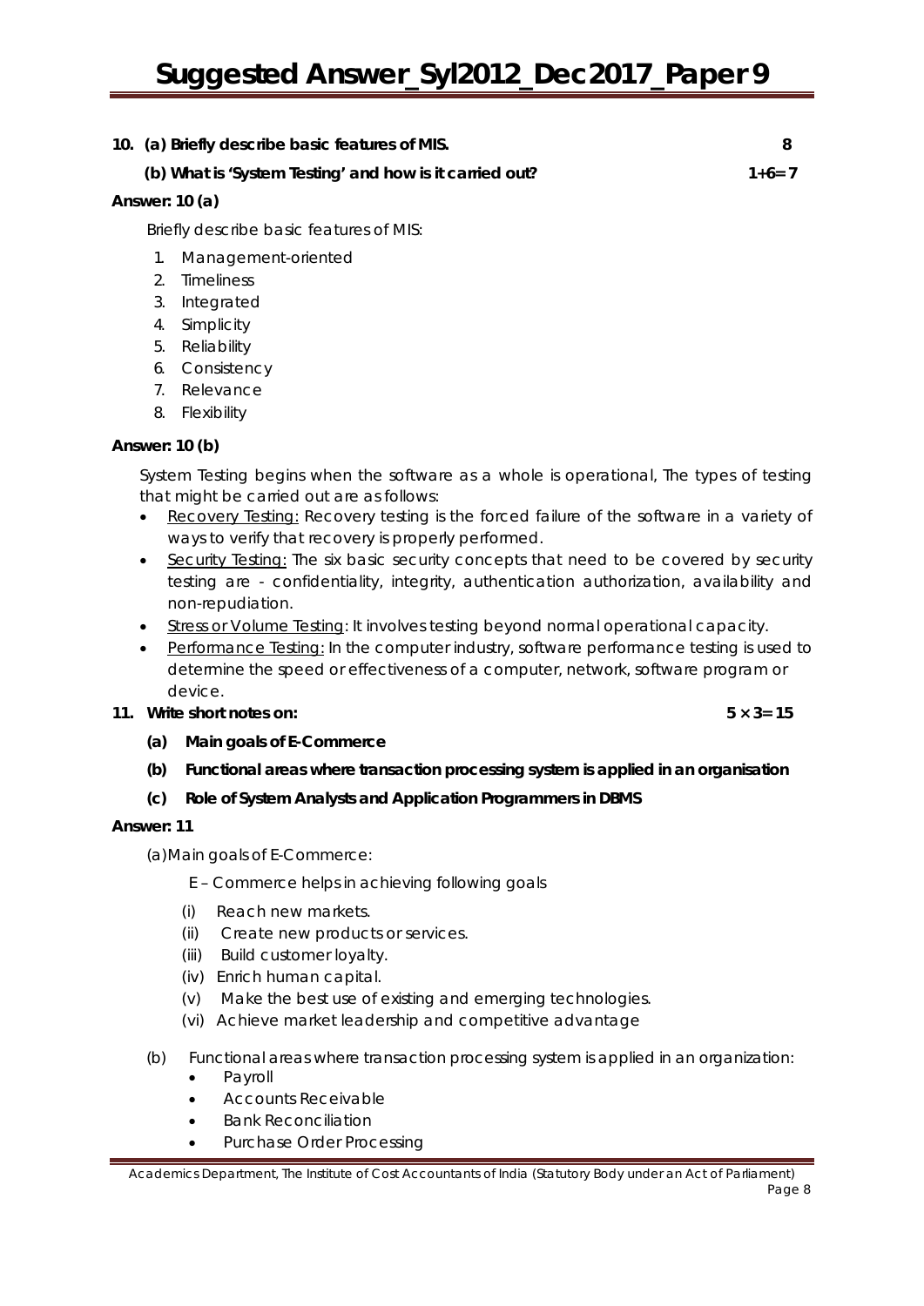**10. (a) Briefly describe basic features of MIS. 8**

**(b) What is 'System Testing' and how is it carried out? 1+6= 7**

**Answer: 10 (a)**

Briefly describe basic features of MIS:

1. Management-oriented
2. Timeliness
3. Integrated
4. Simplicity
5. Reliability
6. Consistency
7. Relevance
8. Flexibility

**Answer: 10 (b)**

System Testing begins when the software as a whole is operational, The types of testing that might be carried out are as follows:

- Recovery Testing: Recovery testing is the forced failure of the software in a variety of ways to verify that recovery is properly performed.
- Security Testing: The six basic security concepts that need to be covered by security testing are - confidentiality, integrity, authentication authorization, availability and non-repudiation.
- Stress or Volume Testing: It involves testing beyond normal operational capacity.
- Performance Testing: In the computer industry, software performance testing is used to determine the speed or effectiveness of a computer, network, software program or device.

**11. Write short notes on: 5 × 3= 15**

**(a) Main goals of E-Commerce**

**(b) Functional areas where transaction processing system is applied in an organisation**

**(c) Role of System Analysts and Application Programmers in DBMS**

**Answer: 11**

(a) Main goals of E-Commerce:

E – Commerce helps in achieving following goals

(i) Reach new markets.
(ii) Create new products or services.
(iii) Build customer loyalty.
(iv) Enrich human capital.
(v) Make the best use of existing and emerging technologies.
(vi) Achieve market leadership and competitive advantage

(b) Functional areas where transaction processing system is applied in an organization:

- Payroll
- Accounts Receivable
- Bank Reconciliation
- Purchase Order Processing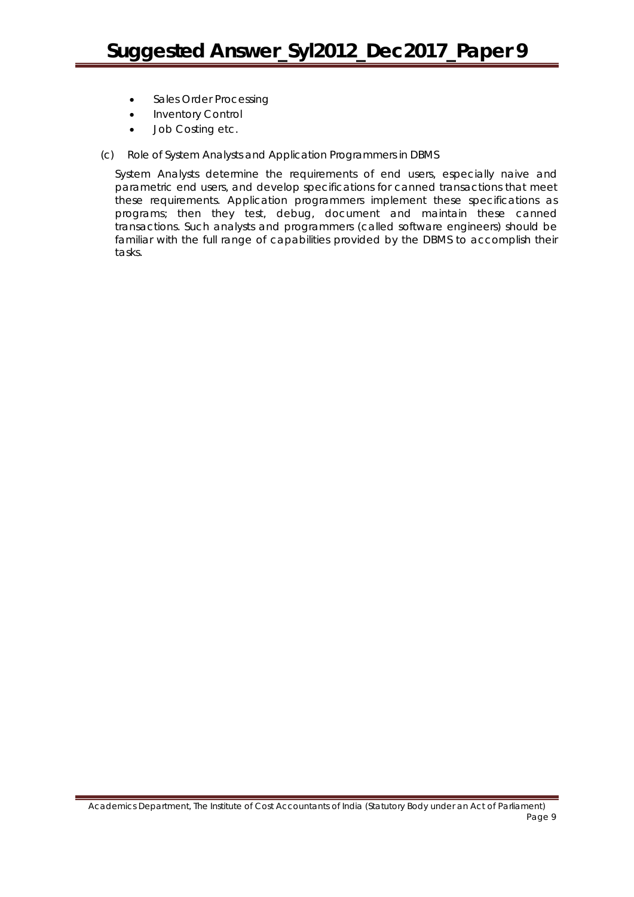- Sales Order Processing
- Inventory Control
- Job Costing etc.

(c) Role of System Analysts and Application Programmers in DBMS

System Analysts determine the requirements of end users, especially naive and parametric end users, and develop specifications for canned transactions that meet these requirements. Application programmers implement these specifications as programs; then they test, debug, document and maintain these canned transactions. Such analysts and programmers (called software engineers) should be familiar with the full range of capabilities provided by the DBMS to accomplish their tasks.